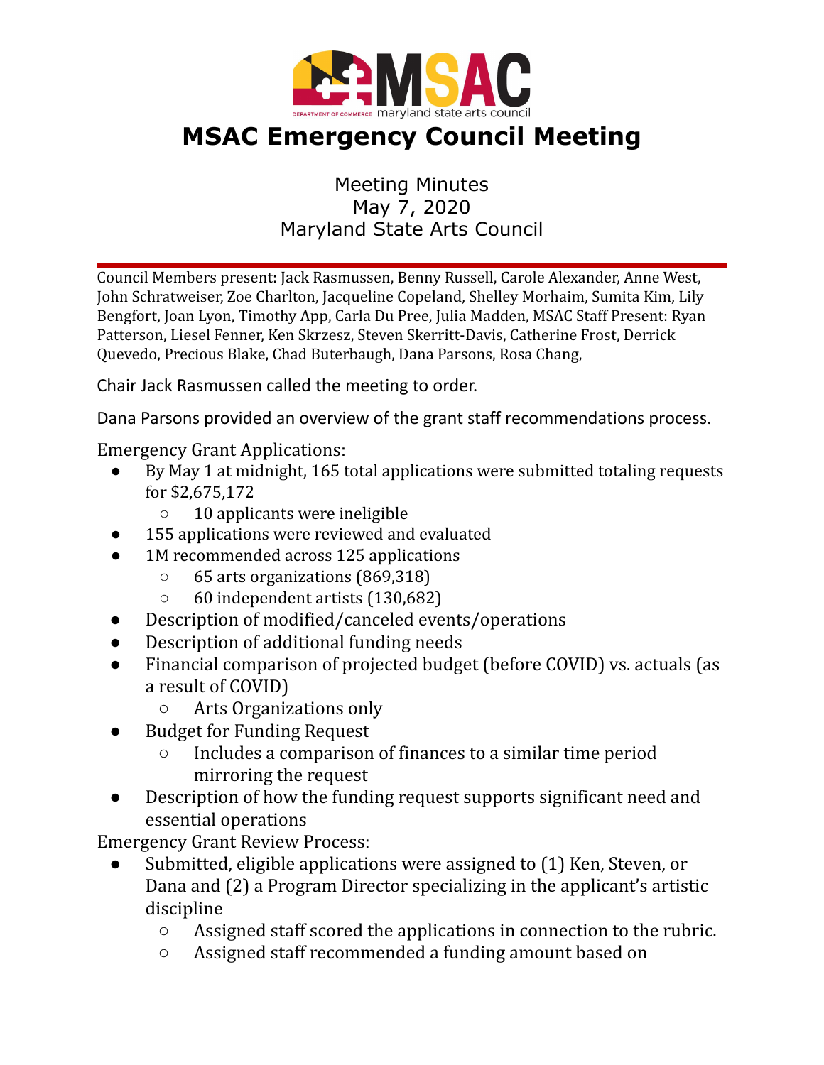# MSAC Emergency Council Meeting

Meeting Minutes
May 7, 2020
Maryland State Arts Council

Council Members present: Jack Rasmussen, Benny Russell, Carole Alexander, Anne West, John Schratweiser, Zoe Charlton, Jacqueline Copeland, Shelley Morhaim, Sumita Kim, Lily Bengfort, Joan Lyon, Timothy App, Carla Du Pree, Julia Madden, MSAC Staff Present: Ryan Patterson, Liesel Fenner, Ken Skrzesz, Steven Skerritt-Davis, Catherine Frost, Derrick Quevedo, Precious Blake, Chad Buterbaugh, Dana Parsons, Rosa Chang,

Chair Jack Rasmussen called the meeting to order.

Dana Parsons provided an overview of the grant staff recommendations process.

Emergency Grant Applications:

- By May 1 at midnight, 165 total applications were submitted totaling requests for $2,675,172
  - 10 applicants were ineligible
- 155 applications were reviewed and evaluated
- 1M recommended across 125 applications
  - 65 arts organizations (869,318)
  - 60 independent artists (130,682)
- Description of modified/canceled events/operations
- Description of additional funding needs
- Financial comparison of projected budget (before COVID) vs. actuals (as a result of COVID)
  - Arts Organizations only
- Budget for Funding Request
  - Includes a comparison of finances to a similar time period mirroring the request
- Description of how the funding request supports significant need and essential operations

Emergency Grant Review Process:

- Submitted, eligible applications were assigned to (1) Ken, Steven, or Dana and (2) a Program Director specializing in the applicant's artistic discipline
  - Assigned staff scored the applications in connection to the rubric.
  - Assigned staff recommended a funding amount based on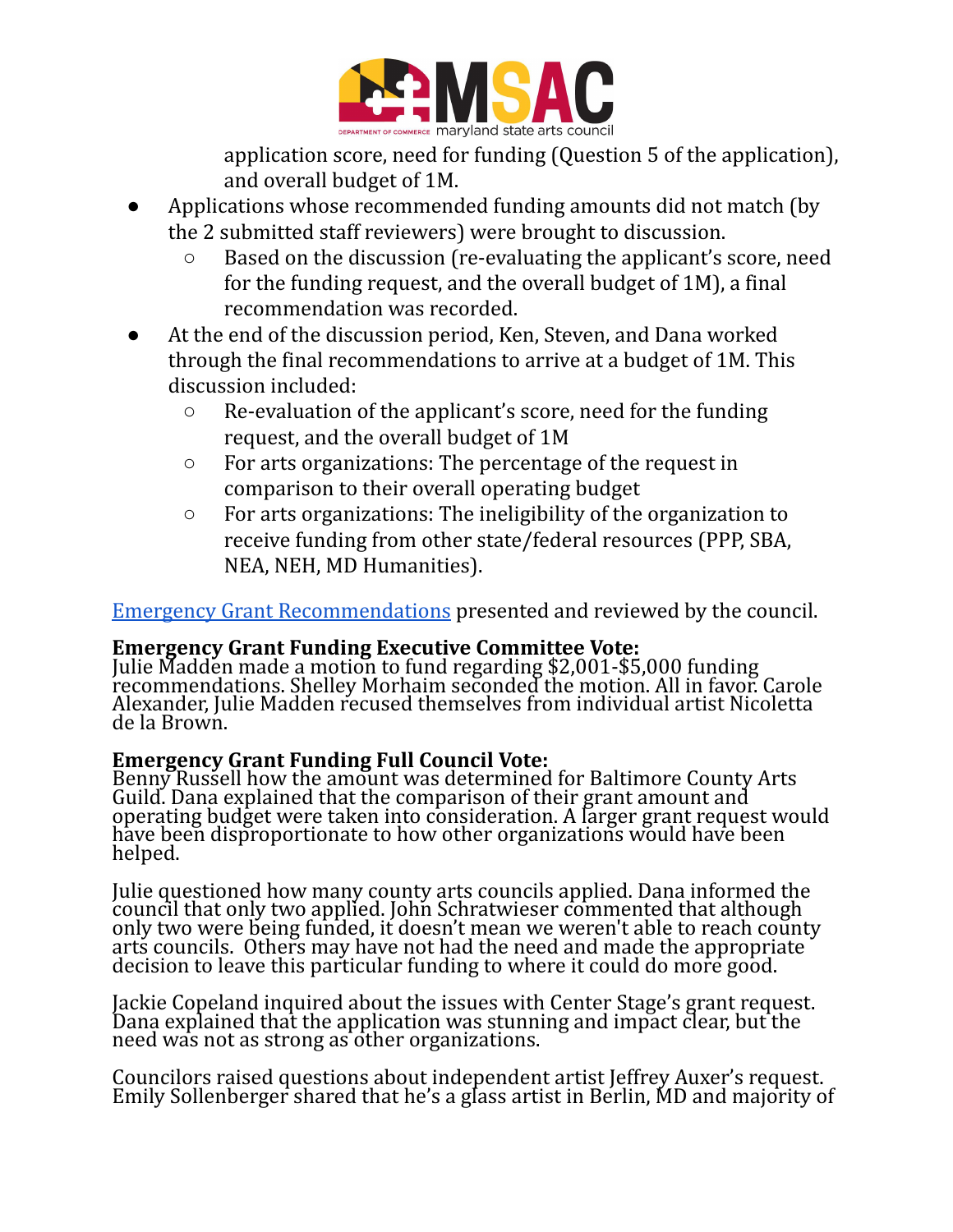application score, need for funding (Question 5 of the application), and overall budget of 1M.

- Applications whose recommended funding amounts did not match (by the 2 submitted staff reviewers) were brought to discussion.
  - Based on the discussion (re-evaluating the applicant's score, need for the funding request, and the overall budget of 1M), a final recommendation was recorded.
- At the end of the discussion period, Ken, Steven, and Dana worked through the final recommendations to arrive at a budget of 1M. This discussion included:
  - Re-evaluation of the applicant's score, need for the funding request, and the overall budget of 1M
  - For arts organizations: The percentage of the request in comparison to their overall operating budget
  - For arts organizations: The ineligibility of the organization to receive funding from other state/federal resources (PPP, SBA, NEA, NEH, MD Humanities).

Emergency Grant Recommendations presented and reviewed by the council.

**Emergency Grant Funding Executive Committee Vote:**
Julie Madden made a motion to fund regarding $2,001-$5,000 funding recommendations. Shelley Morhaim seconded the motion. All in favor. Carole Alexander, Julie Madden recused themselves from individual artist Nicoletta de la Brown.

**Emergency Grant Funding Full Council Vote:**
Benny Russell how the amount was determined for Baltimore County Arts Guild. Dana explained that the comparison of their grant amount and operating budget were taken into consideration. A larger grant request would have been disproportionate to how other organizations would have been helped.

Julie questioned how many county arts councils applied. Dana informed the council that only two applied. John Schratwieser commented that although only two were being funded, it doesn't mean we weren't able to reach county arts councils. Others may have not had the need and made the appropriate decision to leave this particular funding to where it could do more good.

Jackie Copeland inquired about the issues with Center Stage's grant request. Dana explained that the application was stunning and impact clear, but the need was not as strong as other organizations.

Councilors raised questions about independent artist Jeffrey Auxer's request. Emily Sollenberger shared that he's a glass artist in Berlin, MD and majority of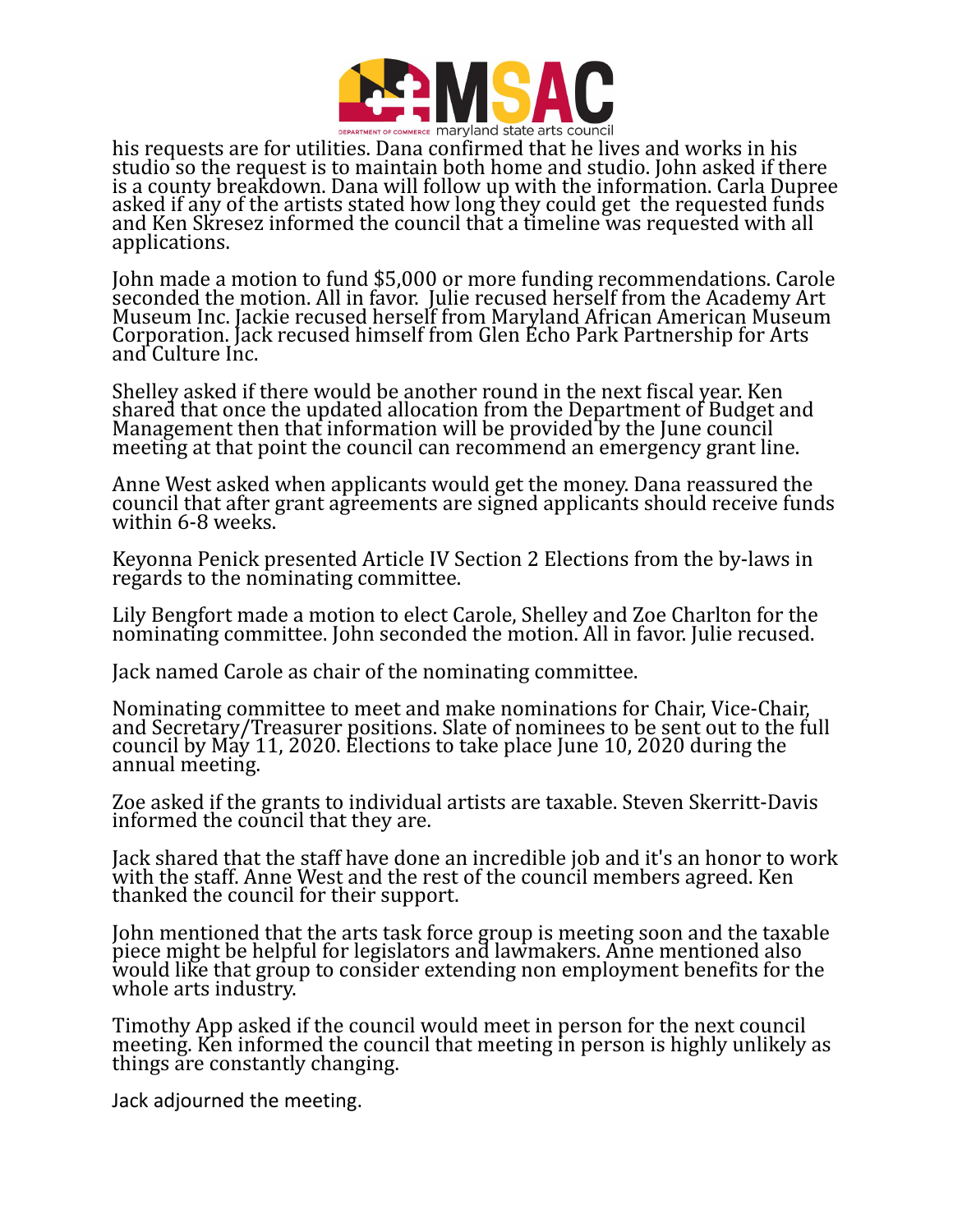his requests are for utilities. Dana confirmed that he lives and works in his studio so the request is to maintain both home and studio. John asked if there is a county breakdown. Dana will follow up with the information. Carla Dupree asked if any of the artists stated how long they could get the requested funds and Ken Skresez informed the council that a timeline was requested with all applications.

John made a motion to fund $5,000 or more funding recommendations. Carole seconded the motion. All in favor. Julie recused herself from the Academy Art Museum Inc. Jackie recused herself from Maryland African American Museum Corporation. Jack recused himself from Glen Echo Park Partnership for Arts and Culture Inc.

Shelley asked if there would be another round in the next fiscal year. Ken shared that once the updated allocation from the Department of Budget and Management then that information will be provided by the June council meeting at that point the council can recommend an emergency grant line.

Anne West asked when applicants would get the money. Dana reassured the council that after grant agreements are signed applicants should receive funds within 6-8 weeks.

Keyonna Penick presented Article IV Section 2 Elections from the by-laws in regards to the nominating committee.

Lily Bengfort made a motion to elect Carole, Shelley and Zoe Charlton for the nominating committee. John seconded the motion. All in favor. Julie recused.

Jack named Carole as chair of the nominating committee.

Nominating committee to meet and make nominations for Chair, Vice-Chair, and Secretary/Treasurer positions. Slate of nominees to be sent out to the full council by May 11, 2020. Elections to take place June 10, 2020 during the annual meeting.

Zoe asked if the grants to individual artists are taxable. Steven Skerritt-Davis informed the council that they are.

Jack shared that the staff have done an incredible job and it's an honor to work with the staff. Anne West and the rest of the council members agreed. Ken thanked the council for their support.

John mentioned that the arts task force group is meeting soon and the taxable piece might be helpful for legislators and lawmakers. Anne mentioned also would like that group to consider extending non employment benefits for the whole arts industry.

Timothy App asked if the council would meet in person for the next council meeting. Ken informed the council that meeting in person is highly unlikely as things are constantly changing.

Jack adjourned the meeting.